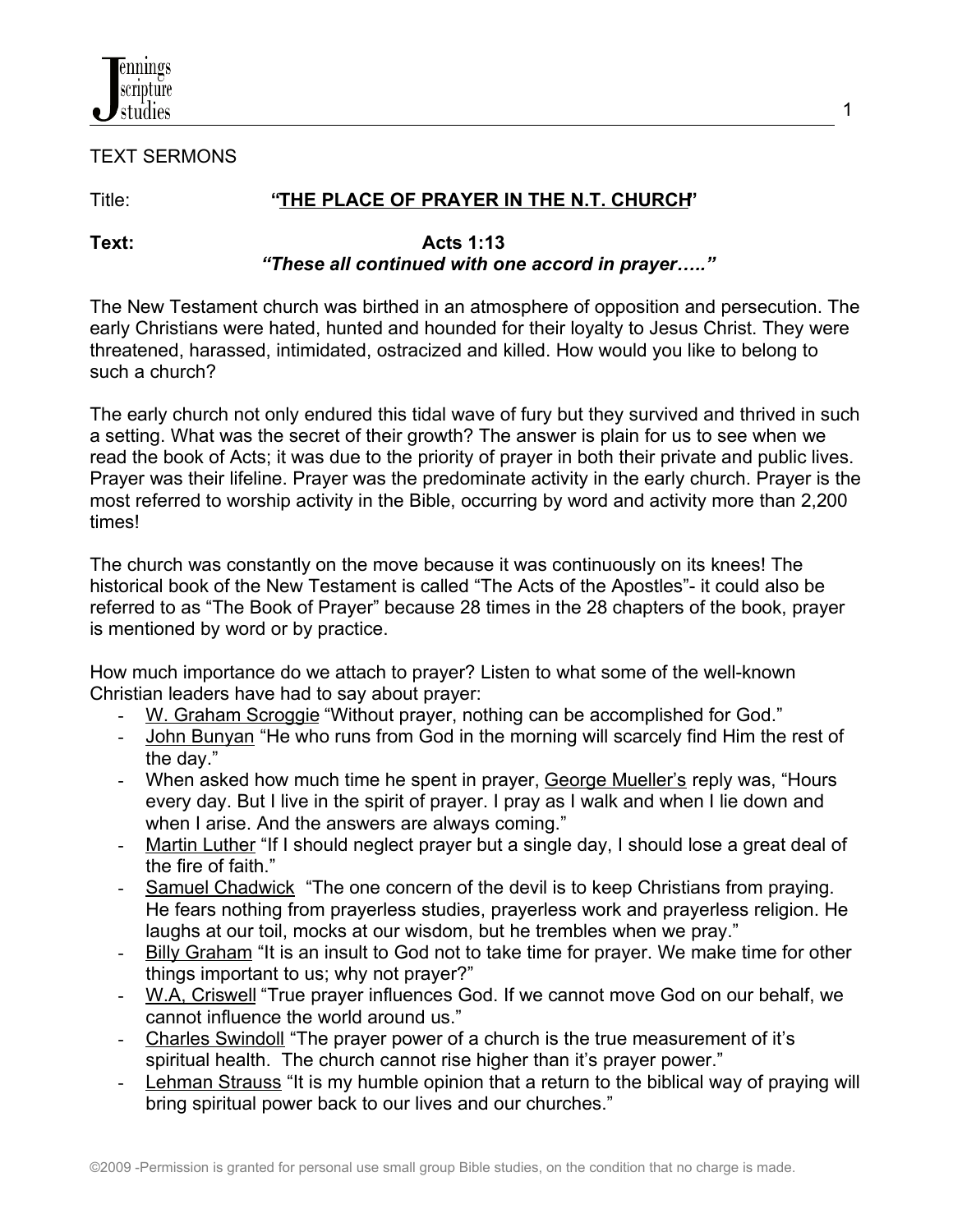TEXT SERMONS

Title: **"THE PLACE OF PRAYER IN THE N.T. CHURCH"**

**Text: Acts 1:13**
***"These all continued with one accord in prayer….."***

The New Testament church was birthed in an atmosphere of opposition and persecution. The early Christians were hated, hunted and hounded for their loyalty to Jesus Christ. They were threatened, harassed, intimidated, ostracized and killed. How would you like to belong to such a church?

The early church not only endured this tidal wave of fury but they survived and thrived in such a setting. What was the secret of their growth? The answer is plain for us to see when we read the book of Acts; it was due to the priority of prayer in both their private and public lives. Prayer was their lifeline. Prayer was the predominate activity in the early church. Prayer is the most referred to worship activity in the Bible, occurring by word and activity more than 2,200 times!

The church was constantly on the move because it was continuously on its knees! The historical book of the New Testament is called "The Acts of the Apostles"- it could also be referred to as "The Book of Prayer" because 28 times in the 28 chapters of the book, prayer is mentioned by word or by practice.

How much importance do we attach to prayer? Listen to what some of the well-known Christian leaders have had to say about prayer:

- W. Graham Scroggie "Without prayer, nothing can be accomplished for God."
- John Bunyan "He who runs from God in the morning will scarcely find Him the rest of the day."
- When asked how much time he spent in prayer, George Mueller's reply was, "Hours every day. But I live in the spirit of prayer. I pray as I walk and when I lie down and when I arise. And the answers are always coming."
- Martin Luther "If I should neglect prayer but a single day, I should lose a great deal of the fire of faith."
- Samuel Chadwick "The one concern of the devil is to keep Christians from praying. He fears nothing from prayerless studies, prayerless work and prayerless religion. He laughs at our toil, mocks at our wisdom, but he trembles when we pray."
- Billy Graham "It is an insult to God not to take time for prayer. We make time for other things important to us; why not prayer?"
- W.A, Criswell "True prayer influences God. If we cannot move God on our behalf, we cannot influence the world around us."
- Charles Swindoll "The prayer power of a church is the true measurement of it's spiritual health. The church cannot rise higher than it's prayer power."
- Lehman Strauss "It is my humble opinion that a return to the biblical way of praying will bring spiritual power back to our lives and our churches."

©2009 -Permission is granted for personal use small group Bible studies, on the condition that no charge is made.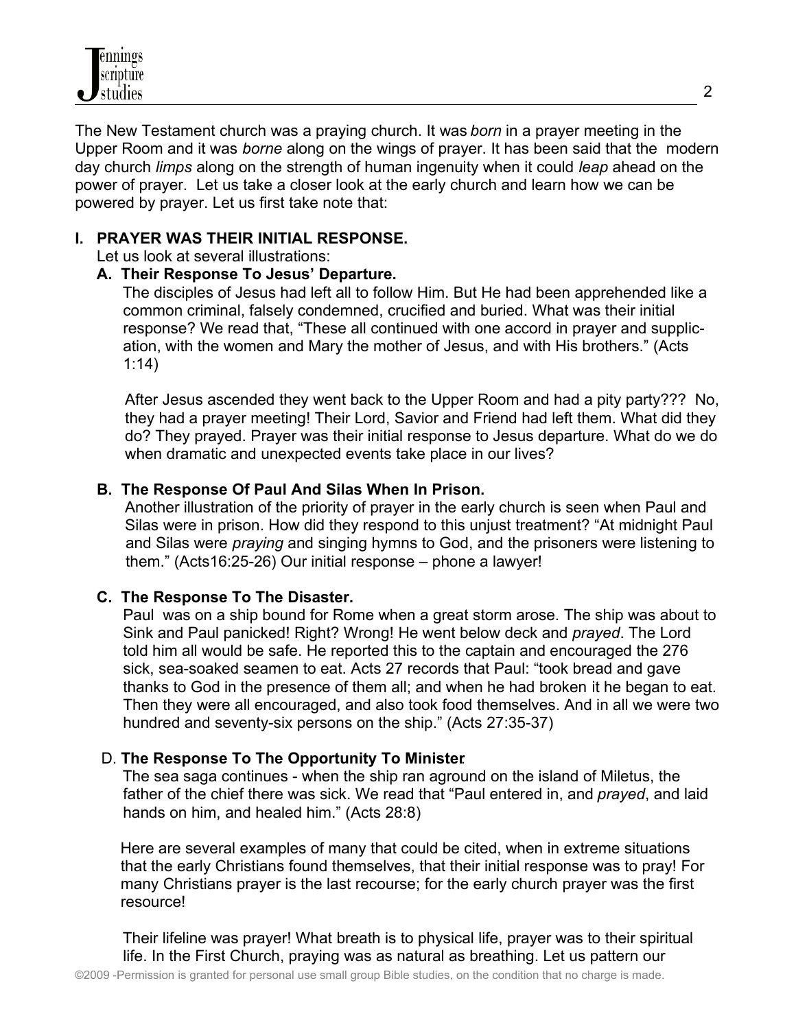The New Testament church was a praying church. It was *born* in a prayer meeting in the Upper Room and it was *borne* along on the wings of prayer. It has been said that the modern day church *limps* along on the strength of human ingenuity when it could *leap* ahead on the power of prayer. Let us take a closer look at the early church and learn how we can be powered by prayer. Let us first take note that:

## I. PRAYER WAS THEIR INITIAL RESPONSE.

Let us look at several illustrations:

### A. Their Response To Jesus' Departure.

The disciples of Jesus had left all to follow Him. But He had been apprehended like a common criminal, falsely condemned, crucified and buried. What was their initial response? We read that, "These all continued with one accord in prayer and supplication, with the women and Mary the mother of Jesus, and with His brothers." (Acts 1:14)

After Jesus ascended they went back to the Upper Room and had a pity party??? No, they had a prayer meeting! Their Lord, Savior and Friend had left them. What did they do? They prayed. Prayer was their initial response to Jesus departure. What do we do when dramatic and unexpected events take place in our lives?

### B. The Response Of Paul And Silas When In Prison.

Another illustration of the priority of prayer in the early church is seen when Paul and Silas were in prison. How did they respond to this unjust treatment? "At midnight Paul and Silas were *praying* and singing hymns to God, and the prisoners were listening to them." (Acts16:25-26) Our initial response – phone a lawyer!

### C. The Response To The Disaster.

Paul was on a ship bound for Rome when a great storm arose. The ship was about to Sink and Paul panicked! Right? Wrong! He went below deck and *prayed*. The Lord told him all would be safe. He reported this to the captain and encouraged the 276 sick, sea-soaked seamen to eat. Acts 27 records that Paul: "took bread and gave thanks to God in the presence of them all; and when he had broken it he began to eat. Then they were all encouraged, and also took food themselves. And in all we were two hundred and seventy-six persons on the ship." (Acts 27:35-37)

### D. The Response To The Opportunity To Minister.

The sea saga continues - when the ship ran aground on the island of Miletus, the father of the chief there was sick. We read that "Paul entered in, and *prayed*, and laid hands on him, and healed him." (Acts 28:8)

Here are several examples of many that could be cited, when in extreme situations that the early Christians found themselves, that their initial response was to pray! For many Christians prayer is the last recourse; for the early church prayer was the first resource!

Their lifeline was prayer! What breath is to physical life, prayer was to their spiritual life. In the First Church, praying was as natural as breathing. Let us pattern our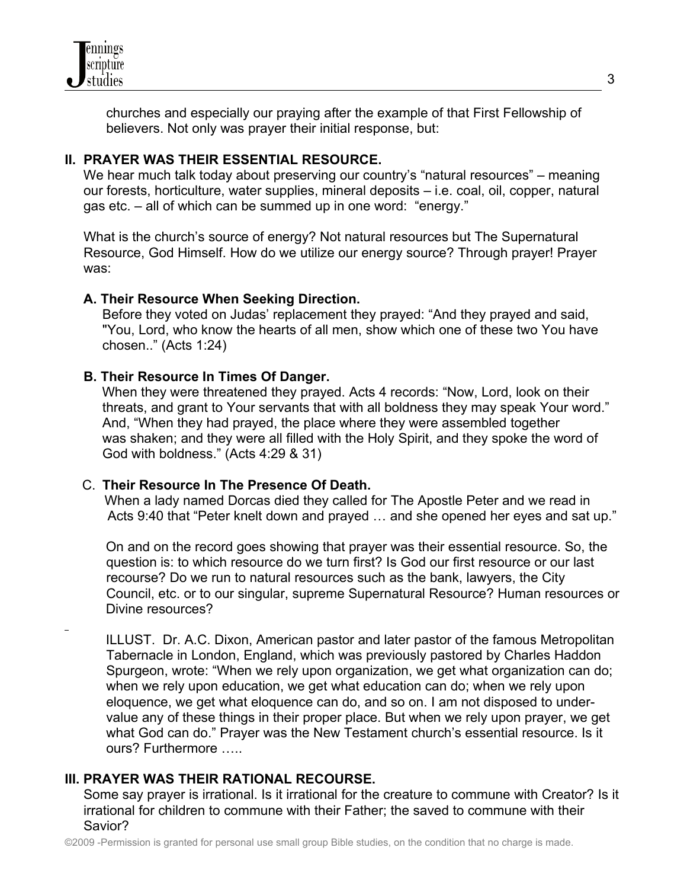churches and especially our praying after the example of that First Fellowship of believers. Not only was prayer their initial response, but:

## II. PRAYER WAS THEIR ESSENTIAL RESOURCE.

We hear much talk today about preserving our country's "natural resources" – meaning our forests, horticulture, water supplies, mineral deposits – i.e. coal, oil, copper, natural gas etc. – all of which can be summed up in one word: "energy."

What is the church's source of energy? Not natural resources but The Supernatural Resource, God Himself. How do we utilize our energy source? Through prayer! Prayer was:

### A. Their Resource When Seeking Direction.

Before they voted on Judas' replacement they prayed: "And they prayed and said, "You, Lord, who know the hearts of all men, show which one of these two You have chosen.." (Acts 1:24)

### B. Their Resource In Times Of Danger.

When they were threatened they prayed. Acts 4 records: "Now, Lord, look on their threats, and grant to Your servants that with all boldness they may speak Your word." And, "When they had prayed, the place where they were assembled together was shaken; and they were all filled with the Holy Spirit, and they spoke the word of God with boldness." (Acts 4:29 & 31)

### C. Their Resource In The Presence Of Death.

When a lady named Dorcas died they called for The Apostle Peter and we read in Acts 9:40 that "Peter knelt down and prayed … and she opened her eyes and sat up."

On and on the record goes showing that prayer was their essential resource. So, the question is: to which resource do we turn first? Is God our first resource or our last recourse? Do we run to natural resources such as the bank, lawyers, the City Council, etc. or to our singular, supreme Supernatural Resource? Human resources or Divine resources?

ILLUST. Dr. A.C. Dixon, American pastor and later pastor of the famous Metropolitan Tabernacle in London, England, which was previously pastored by Charles Haddon Spurgeon, wrote: "When we rely upon organization, we get what organization can do; when we rely upon education, we get what education can do; when we rely upon eloquence, we get what eloquence can do, and so on. I am not disposed to under-value any of these things in their proper place. But when we rely upon prayer, we get what God can do." Prayer was the New Testament church's essential resource. Is it ours? Furthermore …..

## III. PRAYER WAS THEIR RATIONAL RECOURSE.

Some say prayer is irrational. Is it irrational for the creature to commune with Creator? Is it irrational for children to commune with their Father; the saved to commune with their Savior?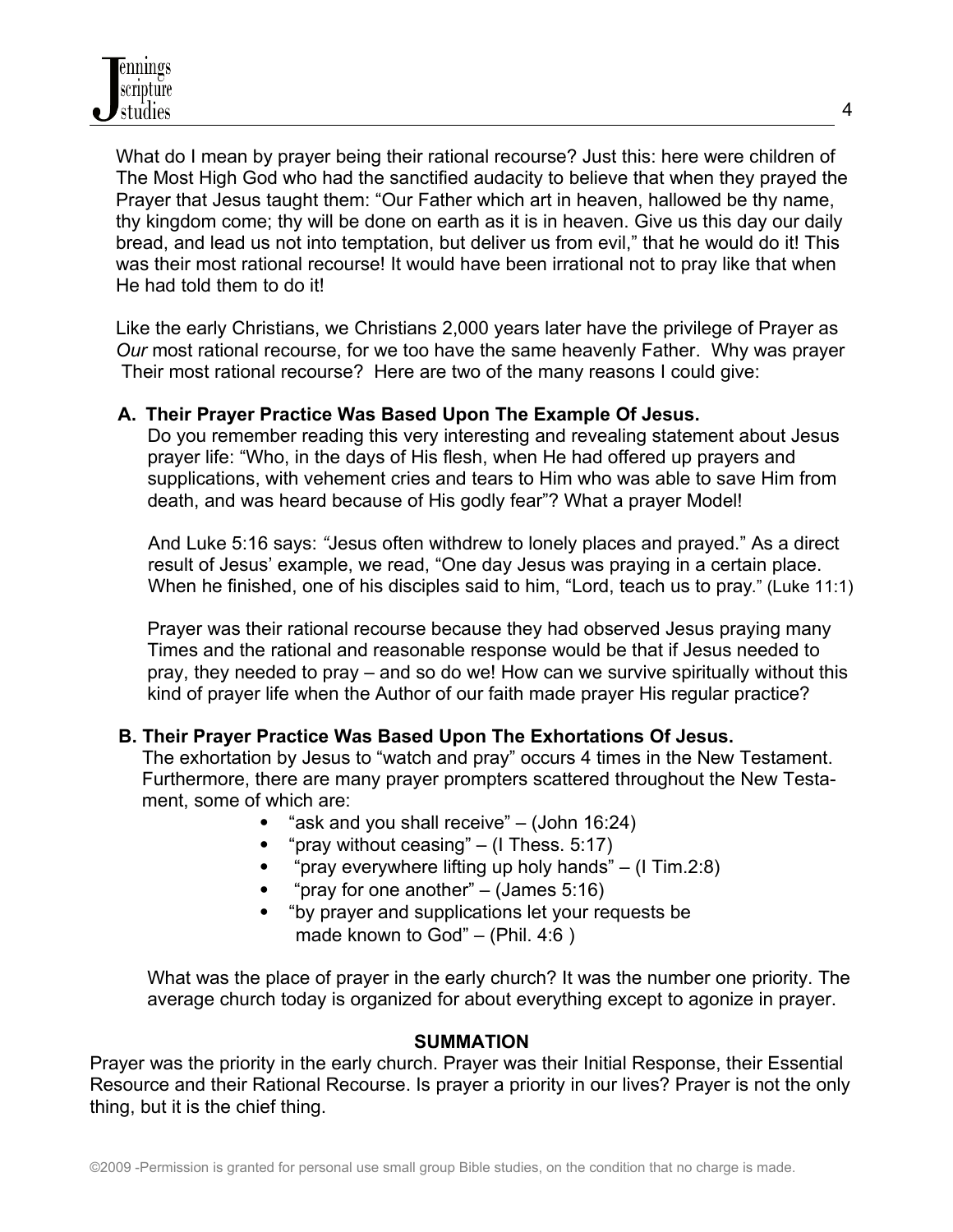What do I mean by prayer being their rational recourse? Just this: here were children of The Most High God who had the sanctified audacity to believe that when they prayed the Prayer that Jesus taught them: "Our Father which art in heaven, hallowed be thy name, thy kingdom come; thy will be done on earth as it is in heaven. Give us this day our daily bread, and lead us not into temptation, but deliver us from evil," that he would do it! This was their most rational recourse! It would have been irrational not to pray like that when He had told them to do it!

Like the early Christians, we Christians 2,000 years later have the privilege of Prayer as *Our* most rational recourse, for we too have the same heavenly Father. Why was prayer Their most rational recourse? Here are two of the many reasons I could give:

**A. Their Prayer Practice Was Based Upon The Example Of Jesus.**

Do you remember reading this very interesting and revealing statement about Jesus prayer life: "Who, in the days of His flesh, when He had offered up prayers and supplications, with vehement cries and tears to Him who was able to save Him from death, and was heard because of His godly fear"? What a prayer Model!

And Luke 5:16 says: "Jesus often withdrew to lonely places and prayed." As a direct result of Jesus' example, we read, "One day Jesus was praying in a certain place. When he finished, one of his disciples said to him, "Lord, teach us to pray." (Luke 11:1)

Prayer was their rational recourse because they had observed Jesus praying many Times and the rational and reasonable response would be that if Jesus needed to pray, they needed to pray – and so do we! How can we survive spiritually without this kind of prayer life when the Author of our faith made prayer His regular practice?

**B. Their Prayer Practice Was Based Upon The Exhortations Of Jesus.**

The exhortation by Jesus to "watch and pray" occurs 4 times in the New Testament. Furthermore, there are many prayer prompters scattered throughout the New Testament, some of which are:

- "ask and you shall receive" – (John 16:24)
- "pray without ceasing" – (I Thess. 5:17)
- "pray everywhere lifting up holy hands" – (I Tim.2:8)
- "pray for one another" – (James 5:16)
- "by prayer and supplications let your requests be made known to God" – (Phil. 4:6 )

What was the place of prayer in the early church? It was the number one priority. The average church today is organized for about everything except to agonize in prayer.

**SUMMATION**

Prayer was the priority in the early church. Prayer was their Initial Response, their Essential Resource and their Rational Recourse. Is prayer a priority in our lives? Prayer is not the only thing, but it is the chief thing.

©2009 -Permission is granted for personal use small group Bible studies, on the condition that no charge is made.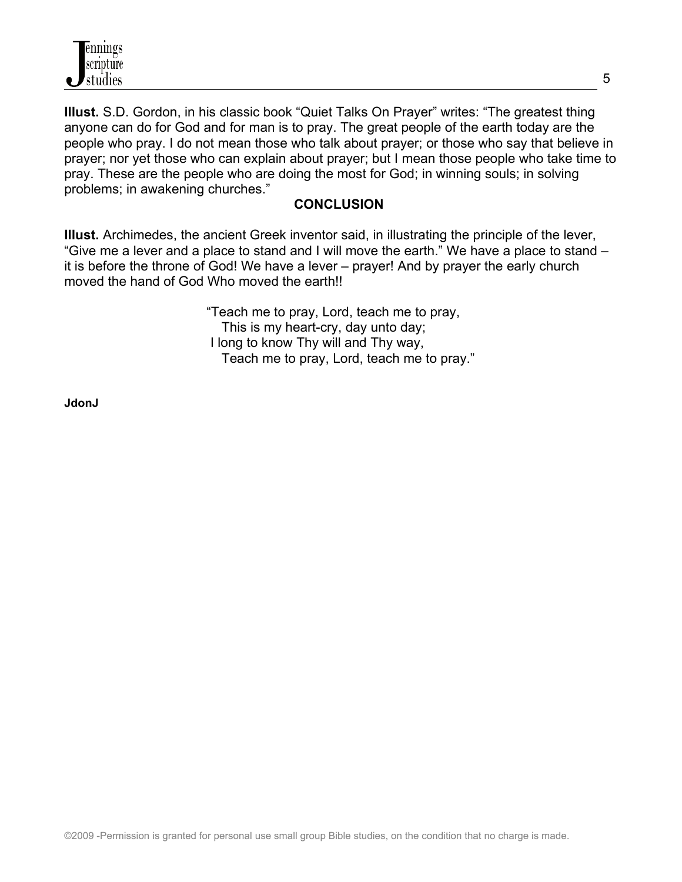**Illust.** S.D. Gordon, in his classic book "Quiet Talks On Prayer" writes: "The greatest thing anyone can do for God and for man is to pray. The great people of the earth today are the people who pray. I do not mean those who talk about prayer; or those who say that believe in prayer; nor yet those who can explain about prayer; but I mean those people who take time to pray. These are the people who are doing the most for God; in winning souls; in solving problems; in awakening churches."

## CONCLUSION

**Illust.** Archimedes, the ancient Greek inventor said, in illustrating the principle of the lever, "Give me a lever and a place to stand and I will move the earth." We have a place to stand – it is before the throne of God! We have a lever – prayer! And by prayer the early church moved the hand of God Who moved the earth!!

> "Teach me to pray, Lord, teach me to pray,
> This is my heart-cry, day unto day;
> I long to know Thy will and Thy way,
> Teach me to pray, Lord, teach me to pray."

**JdonJ**

©2009 -Permission is granted for personal use small group Bible studies, on the condition that no charge is made.